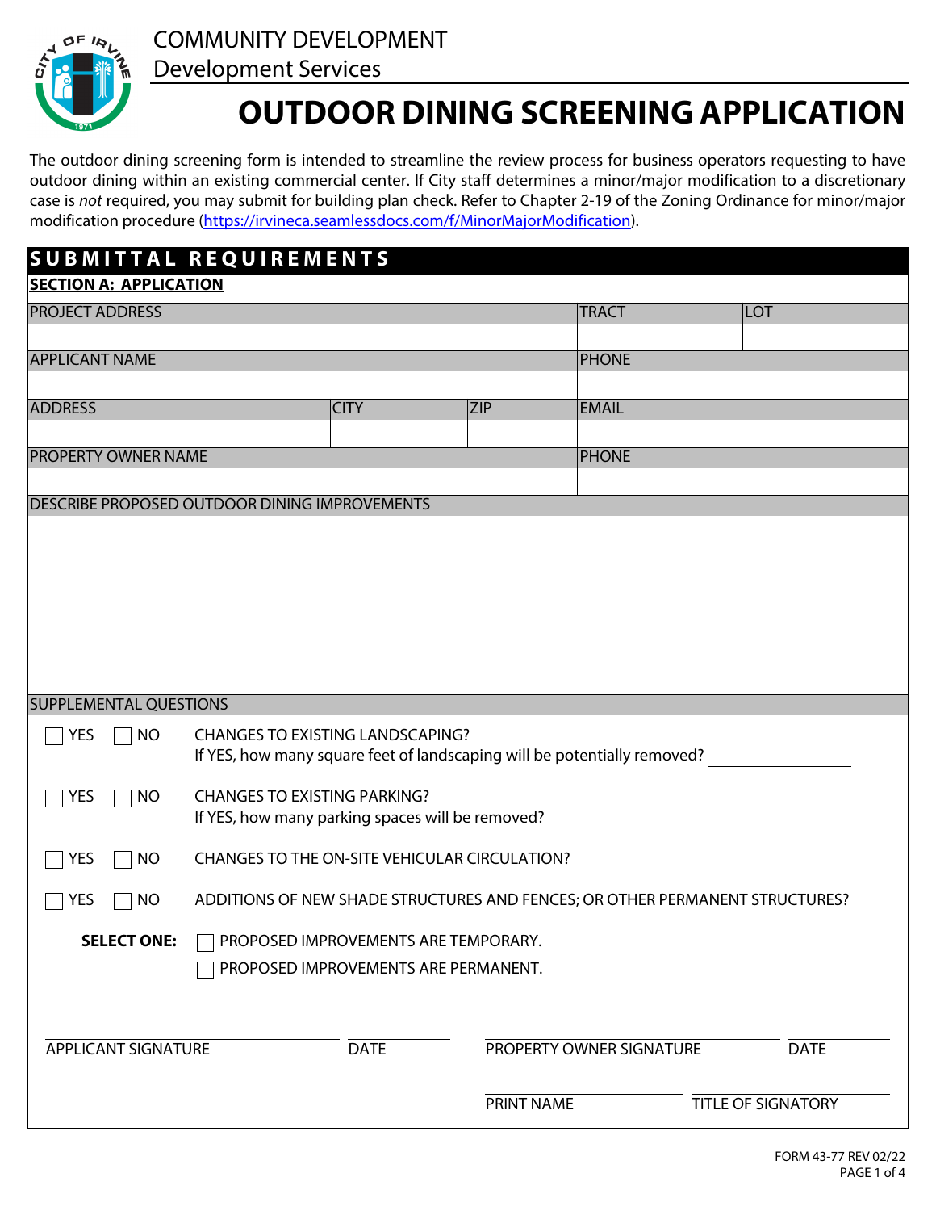COMMUNITY DEVELOPMENT
Development Services

# OUTDOOR DINING SCREENING APPLICATION

The outdoor dining screening form is intended to streamline the review process for business operators requesting to have outdoor dining within an existing commercial center. If City staff determines a minor/major modification to a discretionary case is *not* required, you may submit for building plan check. Refer to Chapter 2-19 of the Zoning Ordinance for minor/major modification procedure (https://irvineca.seamlessdocs.com/f/MinorMajorModification).

## SUBMITTAL REQUIREMENTS

### SECTION A: APPLICATION

| PROJECT ADDRESS | | | TRACT | LOT |
|---|---|---|---|---|
| | | | | |
| **APPLICANT NAME** | | | **PHONE** | |
| | | | | |
| **ADDRESS** | **CITY** | **ZIP** | **EMAIL** | |
| | | | | |
| **PROPERTY OWNER NAME** | | | **PHONE** | |
| | | | | |

DESCRIBE PROPOSED OUTDOOR DINING IMPROVEMENTS

&nbsp;

SUPPLEMENTAL QUESTIONS

☐ YES ☐ NO CHANGES TO EXISTING LANDSCAPING?
If YES, how many square feet of landscaping will be potentially removed? ____________

☐ YES ☐ NO CHANGES TO EXISTING PARKING?
If YES, how many parking spaces will be removed? ____________

☐ YES ☐ NO CHANGES TO THE ON-SITE VEHICULAR CIRCULATION?

☐ YES ☐ NO ADDITIONS OF NEW SHADE STRUCTURES AND FENCES; OR OTHER PERMANENT STRUCTURES?

**SELECT ONE:**
☐ PROPOSED IMPROVEMENTS ARE TEMPORARY.
☐ PROPOSED IMPROVEMENTS ARE PERMANENT.

______________________ ________ ______________________ ________
APPLICANT SIGNATURE DATE PROPERTY OWNER SIGNATURE DATE

______________________ ______________________
PRINT NAME TITLE OF SIGNATORY

FORM 43-77 REV 02/22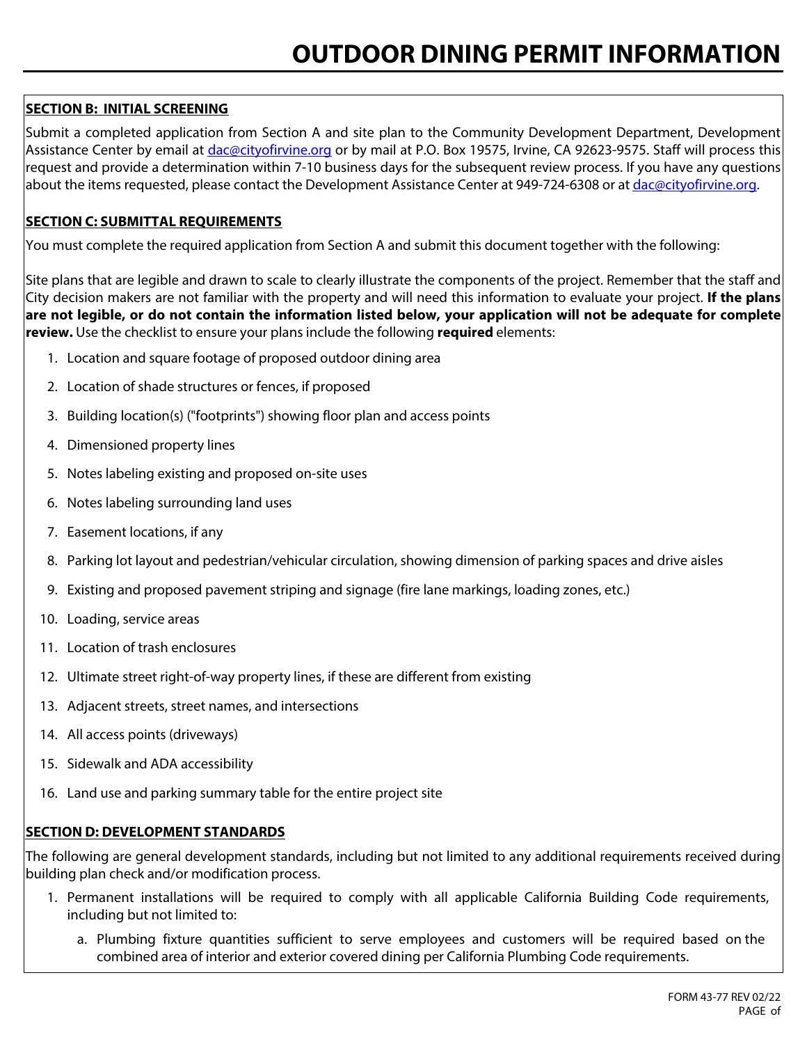# OUTDOOR DINING PERMIT INFORMATION

**SECTION B: INITIAL SCREENING**

Submit a completed application from Section A and site plan to the Community Development Department, Development Assistance Center by email at dac@cityofirvine.org or by mail at P.O. Box 19575, Irvine, CA 92623-9575. Staff will process this request and provide a determination within 7-10 business days for the subsequent review process. If you have any questions about the items requested, please contact the Development Assistance Center at 949-724-6308 or at dac@cityofirvine.org.

**SECTION C: SUBMITTAL REQUIREMENTS**

You must complete the required application from Section A and submit this document together with the following:

Site plans that are legible and drawn to scale to clearly illustrate the components of the project. Remember that the staff and City decision makers are not familiar with the property and will need this information to evaluate your project. **If the plans are not legible, or do not contain the information listed below, your application will not be adequate for complete review.** Use the checklist to ensure your plans include the following **required** elements:

1. Location and square footage of proposed outdoor dining area
2. Location of shade structures or fences, if proposed
3. Building location(s) ("footprints") showing floor plan and access points
4. Dimensioned property lines
5. Notes labeling existing and proposed on-site uses
6. Notes labeling surrounding land uses
7. Easement locations, if any
8. Parking lot layout and pedestrian/vehicular circulation, showing dimension of parking spaces and drive aisles
9. Existing and proposed pavement striping and signage (fire lane markings, loading zones, etc.)
10. Loading, service areas
11. Location of trash enclosures
12. Ultimate street right-of-way property lines, if these are different from existing
13. Adjacent streets, street names, and intersections
14. All access points (driveways)
15. Sidewalk and ADA accessibility
16. Land use and parking summary table for the entire project site

**SECTION D: DEVELOPMENT STANDARDS**

The following are general development standards, including but not limited to any additional requirements received during building plan check and/or modification process.

1. Permanent installations will be required to comply with all applicable California Building Code requirements, including but not limited to:
   a. Plumbing fixture quantities sufficient to serve employees and customers will be required based on the combined area of interior and exterior covered dining per California Plumbing Code requirements.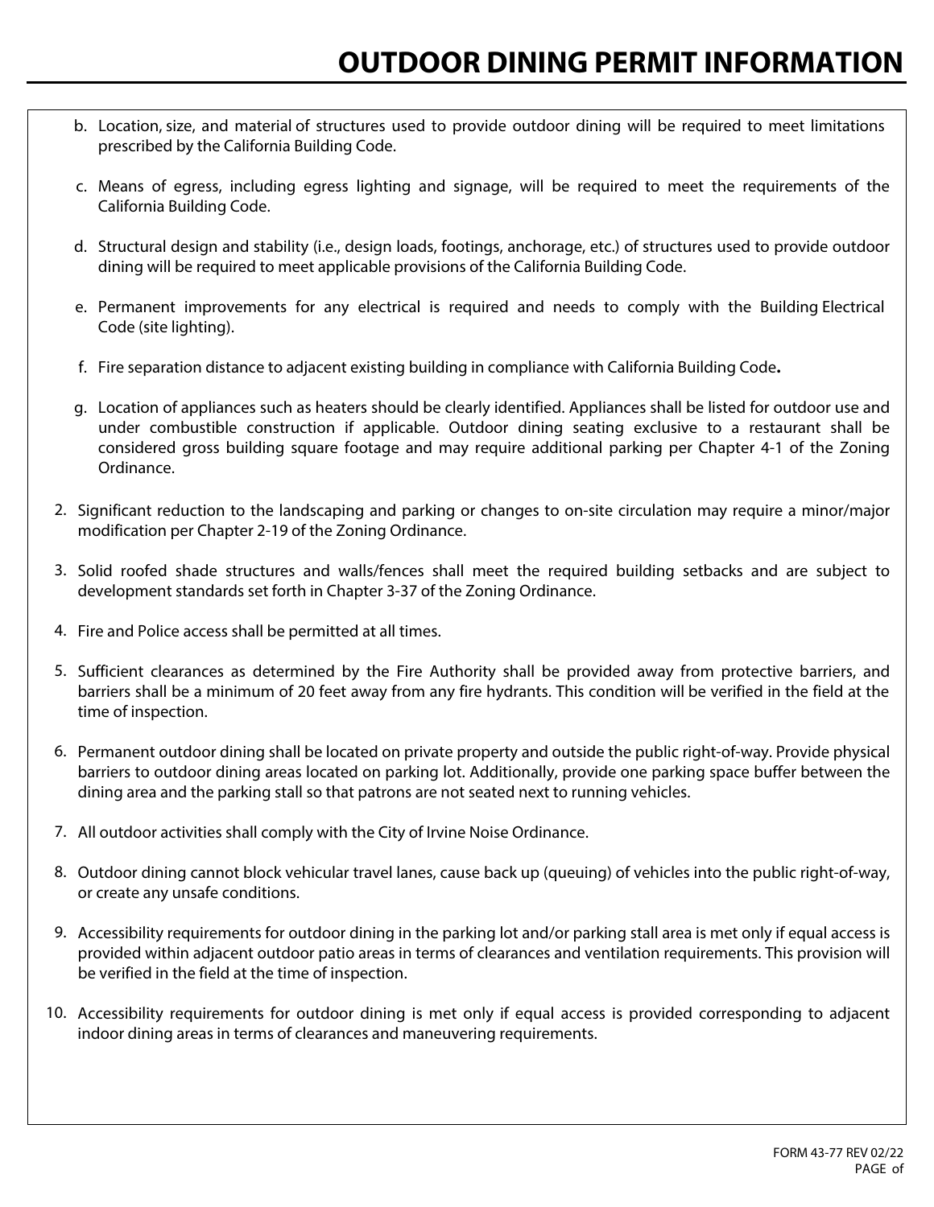# OUTDOOR DINING PERMIT INFORMATION

b. Location, size, and material of structures used to provide outdoor dining will be required to meet limitations prescribed by the California Building Code.

c. Means of egress, including egress lighting and signage, will be required to meet the requirements of the California Building Code.

d. Structural design and stability (i.e., design loads, footings, anchorage, etc.) of structures used to provide outdoor dining will be required to meet applicable provisions of the California Building Code.

e. Permanent improvements for any electrical is required and needs to comply with the Building Electrical Code (site lighting).

f. Fire separation distance to adjacent existing building in compliance with California Building Code**.**

g. Location of appliances such as heaters should be clearly identified. Appliances shall be listed for outdoor use and under combustible construction if applicable. Outdoor dining seating exclusive to a restaurant shall be considered gross building square footage and may require additional parking per Chapter 4-1 of the Zoning Ordinance.

2. Significant reduction to the landscaping and parking or changes to on-site circulation may require a minor/major modification per Chapter 2-19 of the Zoning Ordinance.

3. Solid roofed shade structures and walls/fences shall meet the required building setbacks and are subject to development standards set forth in Chapter 3-37 of the Zoning Ordinance.

4. Fire and Police access shall be permitted at all times.

5. Sufficient clearances as determined by the Fire Authority shall be provided away from protective barriers, and barriers shall be a minimum of 20 feet away from any fire hydrants. This condition will be verified in the field at the time of inspection.

6. Permanent outdoor dining shall be located on private property and outside the public right-of-way. Provide physical barriers to outdoor dining areas located on parking lot. Additionally, provide one parking space buffer between the dining area and the parking stall so that patrons are not seated next to running vehicles.

7. All outdoor activities shall comply with the City of Irvine Noise Ordinance.

8. Outdoor dining cannot block vehicular travel lanes, cause back up (queuing) of vehicles into the public right-of-way, or create any unsafe conditions.

9. Accessibility requirements for outdoor dining in the parking lot and/or parking stall area is met only if equal access is provided within adjacent outdoor patio areas in terms of clearances and ventilation requirements. This provision will be verified in the field at the time of inspection.

10. Accessibility requirements for outdoor dining is met only if equal access is provided corresponding to adjacent indoor dining areas in terms of clearances and maneuvering requirements.

FORM 43-77 REV 02/22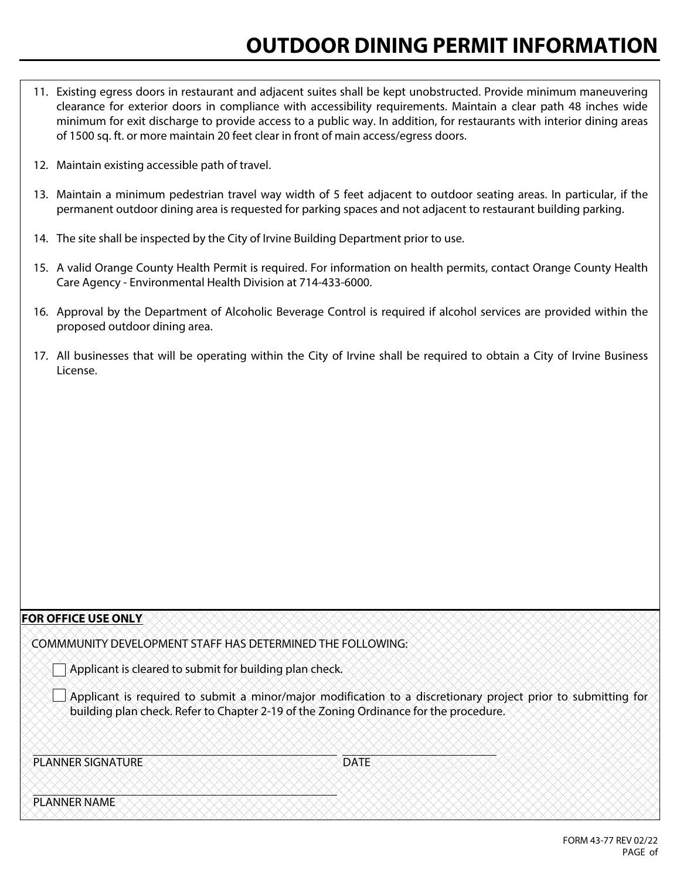# OUTDOOR DINING PERMIT INFORMATION

11. Existing egress doors in restaurant and adjacent suites shall be kept unobstructed. Provide minimum maneuvering clearance for exterior doors in compliance with accessibility requirements. Maintain a clear path 48 inches wide minimum for exit discharge to provide access to a public way. In addition, for restaurants with interior dining areas of 1500 sq. ft. or more maintain 20 feet clear in front of main access/egress doors.

12. Maintain existing accessible path of travel.

13. Maintain a minimum pedestrian travel way width of 5 feet adjacent to outdoor seating areas. In particular, if the permanent outdoor dining area is requested for parking spaces and not adjacent to restaurant building parking.

14. The site shall be inspected by the City of Irvine Building Department prior to use.

15. A valid Orange County Health Permit is required. For information on health permits, contact Orange County Health Care Agency - Environmental Health Division at 714-433-6000.

16. Approval by the Department of Alcoholic Beverage Control is required if alcohol services are provided within the proposed outdoor dining area.

17. All businesses that will be operating within the City of Irvine shall be required to obtain a City of Irvine Business License.

**FOR OFFICE USE ONLY**

COMMMUNITY DEVELOPMENT STAFF HAS DETERMINED THE FOLLOWING:

- ☐ Applicant is cleared to submit for building plan check.
- ☐ Applicant is required to submit a minor/major modification to a discretionary project prior to submitting for building plan check. Refer to Chapter 2-19 of the Zoning Ordinance for the procedure.

PLANNER SIGNATURE ______________________ DATE ______________

PLANNER NAME ______________________

FORM 43-77 REV 02/22